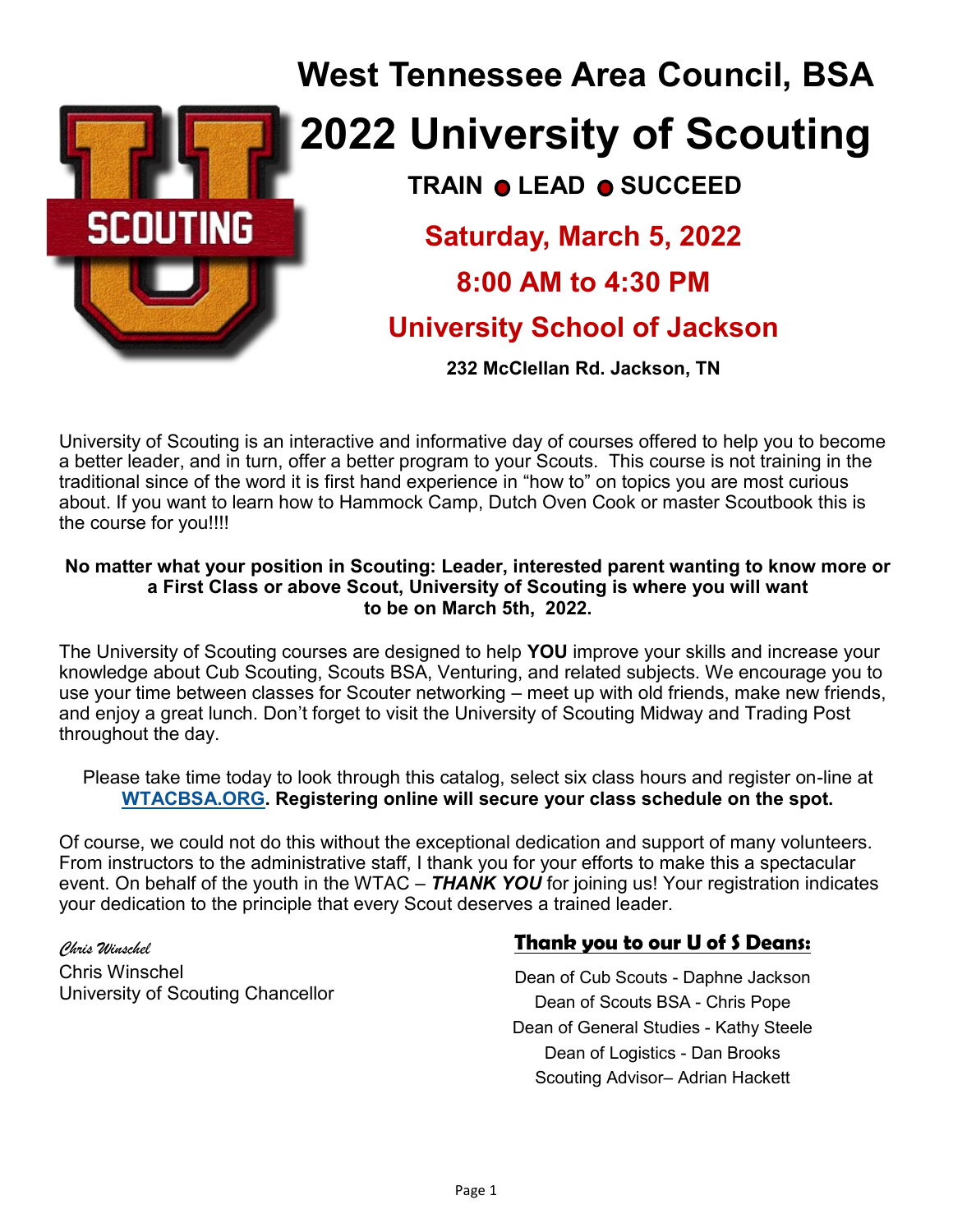# West Tennessee Area Council, BSA

# 2022 University of Scouting

**TRAIN ● LEAD ● SUCCEED**

## Saturday, March 5, 2022

## 8:00 AM to 4:30 PM

## University School of Jackson

**232 McClellan Rd. Jackson, TN**

University of Scouting is an interactive and informative day of courses offered to help you to become a better leader, and in turn, offer a better program to your Scouts. This course is not training in the traditional since of the word it is first hand experience in "how to" on topics you are most curious about. If you want to learn how to Hammock Camp, Dutch Oven Cook or master Scoutbook this is the course for you!!!!

**No matter what your position in Scouting: Leader, interested parent wanting to know more or a First Class or above Scout, University of Scouting is where you will want to be on March 5th, 2022.**

The University of Scouting courses are designed to help **YOU** improve your skills and increase your knowledge about Cub Scouting, Scouts BSA, Venturing, and related subjects. We encourage you to use your time between classes for Scouter networking – meet up with old friends, make new friends, and enjoy a great lunch. Don't forget to visit the University of Scouting Midway and Trading Post throughout the day.

Please take time today to look through this catalog, select six class hours and register on-line at **WTACBSA.ORG. Registering online will secure your class schedule on the spot.**

Of course, we could not do this without the exceptional dedication and support of many volunteers. From instructors to the administrative staff, I thank you for your efforts to make this a spectacular event. On behalf of the youth in the WTAC – ***THANK YOU*** for joining us! Your registration indicates your dedication to the principle that every Scout deserves a trained leader.

*Chris Winschel*
Chris Winschel
University of Scouting Chancellor

**Thank you to our U of S Deans:**

Dean of Cub Scouts - Daphne Jackson
Dean of Scouts BSA - Chris Pope
Dean of General Studies - Kathy Steele
Dean of Logistics - Dan Brooks
Scouting Advisor– Adrian Hackett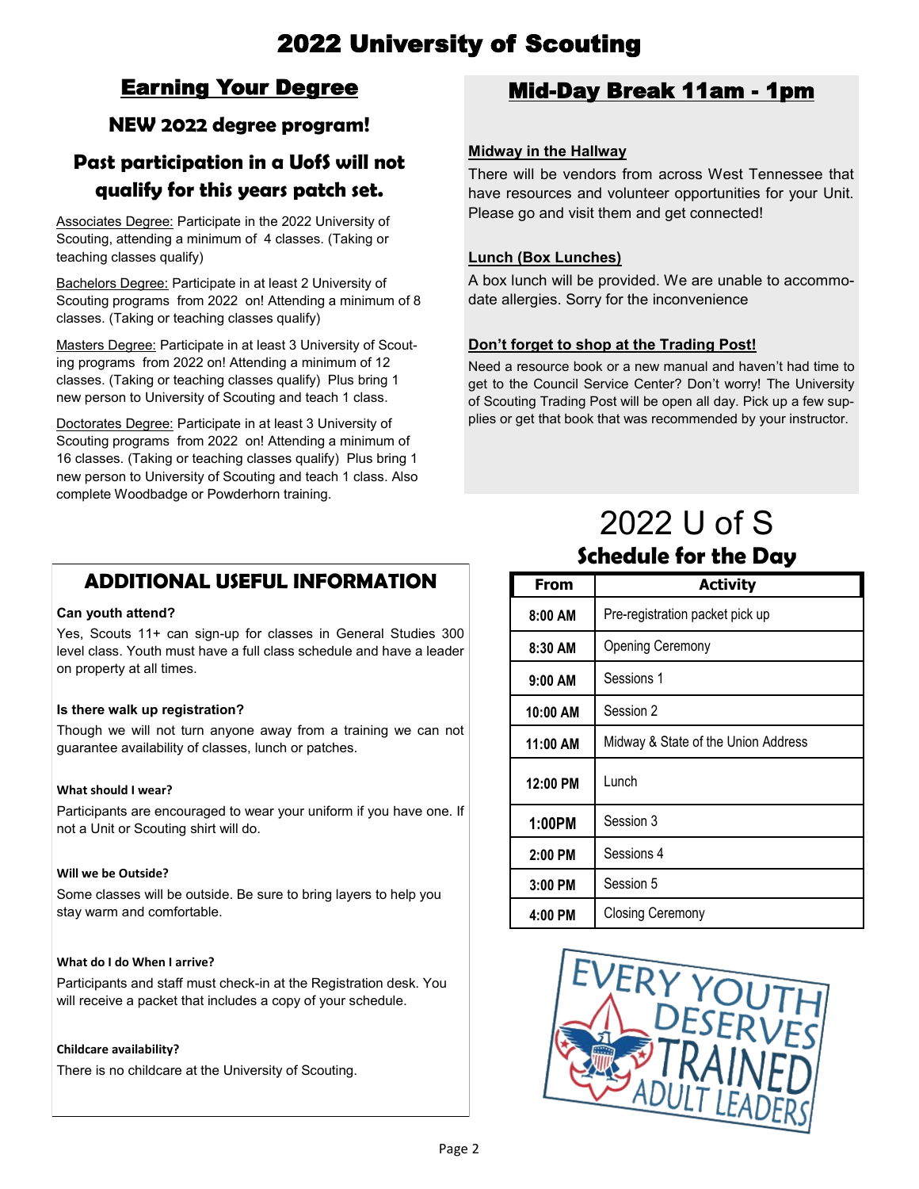# 2022 University of Scouting

## Earning Your Degree

### NEW 2022 degree program!

### Past participation in a UofS will not qualify for this years patch set.

Associates Degree: Participate in the 2022 University of Scouting, attending a minimum of 4 classes. (Taking or teaching classes qualify)

Bachelors Degree: Participate in at least 2 University of Scouting programs from 2022 on! Attending a minimum of 8 classes. (Taking or teaching classes qualify)

Masters Degree: Participate in at least 3 University of Scouting programs from 2022 on! Attending a minimum of 12 classes. (Taking or teaching classes qualify) Plus bring 1 new person to University of Scouting and teach 1 class.

Doctorates Degree: Participate in at least 3 University of Scouting programs from 2022 on! Attending a minimum of 16 classes. (Taking or teaching classes qualify) Plus bring 1 new person to University of Scouting and teach 1 class. Also complete Woodbadge or Powderhorn training.

## Mid-Day Break 11am - 1pm

**Midway in the Hallway**

There will be vendors from across West Tennessee that have resources and volunteer opportunities for your Unit. Please go and visit them and get connected!

**Lunch (Box Lunches)**

A box lunch will be provided. We are unable to accommodate allergies. Sorry for the inconvenience

**Don't forget to shop at the Trading Post!**

Need a resource book or a new manual and haven't had time to get to the Council Service Center? Don't worry! The University of Scouting Trading Post will be open all day. Pick up a few supplies or get that book that was recommended by your instructor.

## ADDITIONAL USEFUL INFORMATION

**Can youth attend?**

Yes, Scouts 11+ can sign-up for classes in General Studies 300 level class. Youth must have a full class schedule and have a leader on property at all times.

**Is there walk up registration?**

Though we will not turn anyone away from a training we can not guarantee availability of classes, lunch or patches.

**What should I wear?**

Participants are encouraged to wear your uniform if you have one. If not a Unit or Scouting shirt will do.

**Will we be Outside?**

Some classes will be outside. Be sure to bring layers to help you stay warm and comfortable.

**What do I do When I arrive?**

Participants and staff must check-in at the Registration desk. You will receive a packet that includes a copy of your schedule.

**Childcare availability?**

There is no childcare at the University of Scouting.

## 2022 U of S

### Schedule for the Day

| From | Activity |
|---|---|
| 8:00 AM | Pre-registration packet pick up |
| 8:30 AM | Opening Ceremony |
| 9:00 AM | Sessions 1 |
| 10:00 AM | Session 2 |
| 11:00 AM | Midway & State of the Union Address |
| 12:00 PM | Lunch |
| 1:00PM | Session 3 |
| 2:00 PM | Sessions 4 |
| 3:00 PM | Session 5 |
| 4:00 PM | Closing Ceremony |

EVERY YOUTH DESERVES TRAINED ADULT LEADERS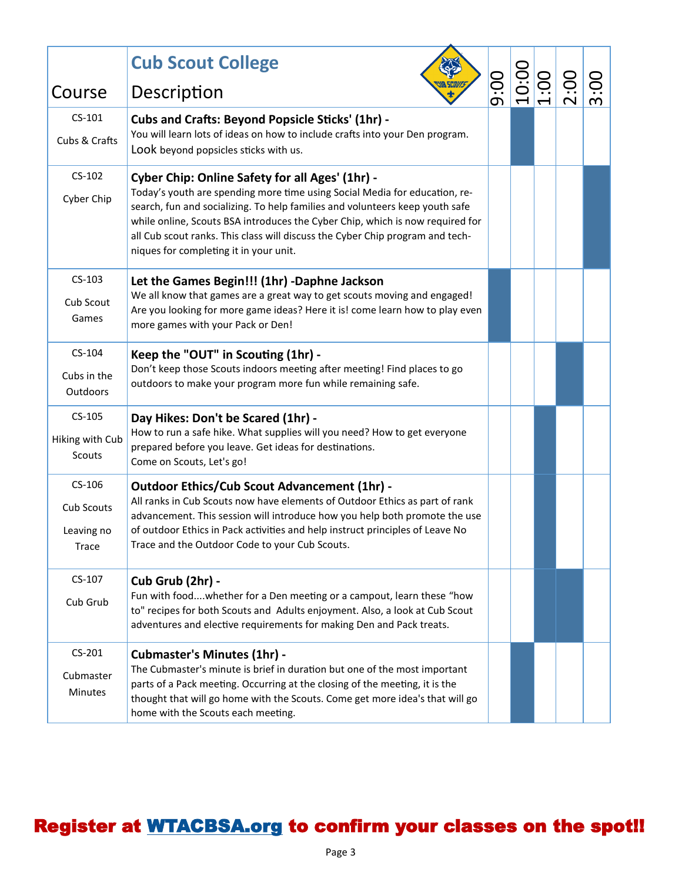| Course | Cub Scout College<br>Description | 9:00 | 10:00 | 1:00 | 2:00 | 3:00 |
|---|---|---|---|---|---|---|
| CS-101<br>Cubs & Crafts | **Cubs and Crafts: Beyond Popsicle Sticks' (1hr) -**<br>You will learn lots of ideas on how to include crafts into your Den program. Look beyond popsicles sticks with us. | | X | | | |
| CS-102<br>Cyber Chip | **Cyber Chip: Online Safety for all Ages' (1hr) -**<br>Today's youth are spending more time using Social Media for education, research, fun and socializing. To help families and volunteers keep youth safe while online, Scouts BSA introduces the Cyber Chip, which is now required for all Cub scout ranks. This class will discuss the Cyber Chip program and techniques for completing it in your unit. | | | | | X |
| CS-103<br>Cub Scout Games | **Let the Games Begin!!! (1hr) -Daphne Jackson**<br>We all know that games are a great way to get scouts moving and engaged! Are you looking for more game ideas? Here it is! come learn how to play even more games with your Pack or Den! | X | | | | |
| CS-104<br>Cubs in the Outdoors | **Keep the "OUT" in Scouting (1hr) -**<br>Don't keep those Scouts indoors meeting after meeting! Find places to go outdoors to make your program more fun while remaining safe. | | | | X | |
| CS-105<br>Hiking with Cub Scouts | **Day Hikes: Don't be Scared (1hr) -**<br>How to run a safe hike. What supplies will you need? How to get everyone prepared before you leave. Get ideas for destinations.<br>Come on Scouts, Let's go! | | | X | | |
| CS-106<br>Cub Scouts Leaving no Trace | **Outdoor Ethics/Cub Scout Advancement (1hr) -**<br>All ranks in Cub Scouts now have elements of Outdoor Ethics as part of rank advancement. This session will introduce how you help both promote the use of outdoor Ethics in Pack activities and help instruct principles of Leave No Trace and the Outdoor Code to your Cub Scouts. | | | X | | |
| CS-107<br>Cub Grub | **Cub Grub (2hr) -**<br>Fun with food....whether for a Den meeting or a campout, learn these "how to" recipes for both Scouts and Adults enjoyment. Also, a look at Cub Scout adventures and elective requirements for making Den and Pack treats. | | | X | X | |
| CS-201<br>Cubmaster Minutes | **Cubmaster's Minutes (1hr) -**<br>The Cubmaster's minute is brief in duration but one of the most important parts of a Pack meeting. Occurring at the closing of the meeting, it is the thought that will go home with the Scouts. Come get more idea's that will go home with the Scouts each meeting. | | X | | | |

**Register at WTACBSA.org to confirm your classes on the spot!!**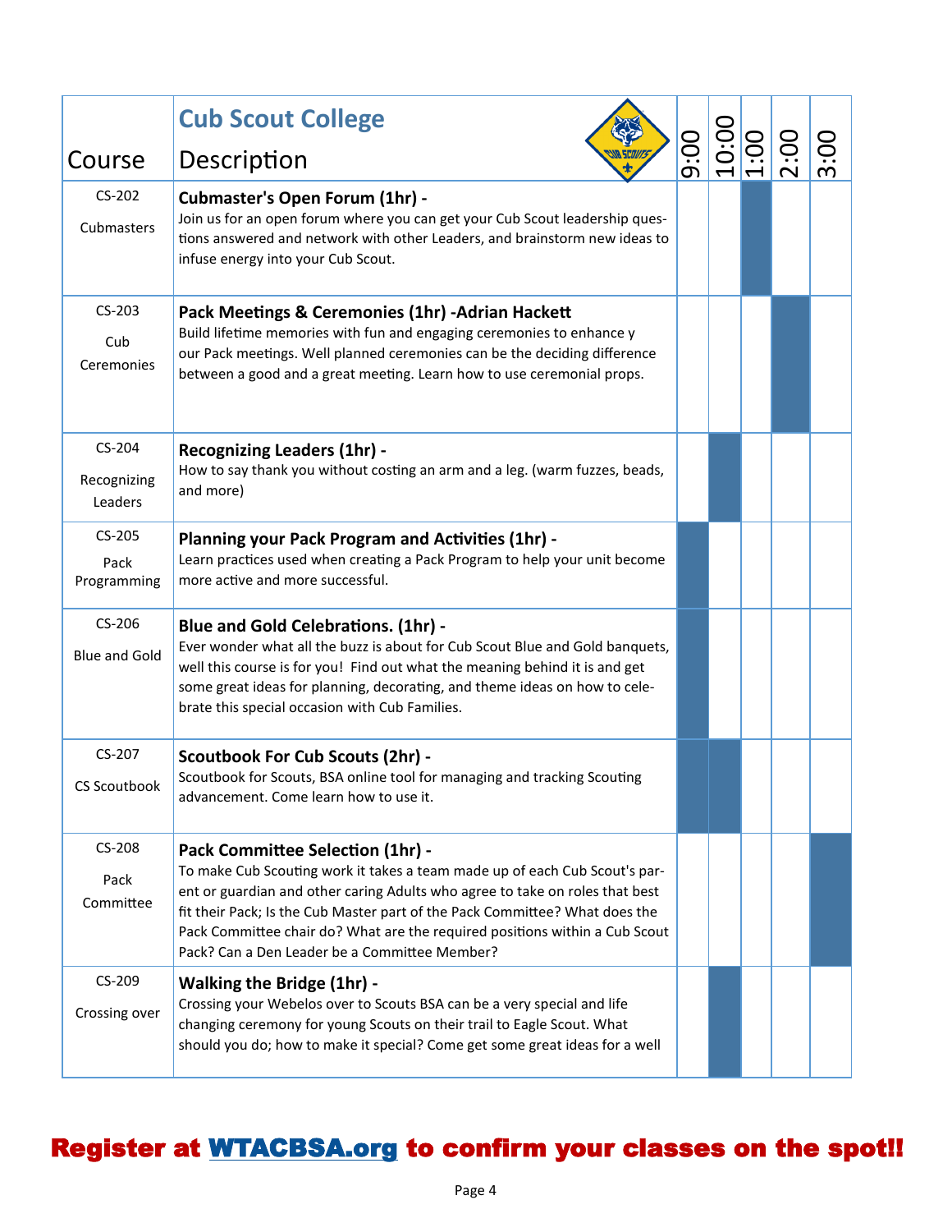| Course | **Cub Scout College** Description | 9:00 | 10:00 | 1:00 | 2:00 | 3:00 |
|---|---|---|---|---|---|---|
| CS-202 Cubmasters | **Cubmaster's Open Forum (1hr) -** Join us for an open forum where you can get your Cub Scout leadership questions answered and network with other Leaders, and brainstorm new ideas to infuse energy into your Cub Scout. | | | ■ | | |
| CS-203 Cub Ceremonies | **Pack Meetings & Ceremonies (1hr) -Adrian Hackett** Build lifetime memories with fun and engaging ceremonies to enhance y our Pack meetings. Well planned ceremonies can be the deciding difference between a good and a great meeting. Learn how to use ceremonial props. | | | | ■ | |
| CS-204 Recognizing Leaders | **Recognizing Leaders (1hr) -** How to say thank you without costing an arm and a leg. (warm fuzzes, beads, and more) | | ■ | | | |
| CS-205 Pack Programming | **Planning your Pack Program and Activities (1hr) -** Learn practices used when creating a Pack Program to help your unit become more active and more successful. | ■ | | | | |
| CS-206 Blue and Gold | **Blue and Gold Celebrations. (1hr) -** Ever wonder what all the buzz is about for Cub Scout Blue and Gold banquets, well this course is for you! Find out what the meaning behind it is and get some great ideas for planning, decorating, and theme ideas on how to celebrate this special occasion with Cub Families. | ■ | | | | |
| CS-207 CS Scoutbook | **Scoutbook For Cub Scouts (2hr) -** Scoutbook for Scouts, BSA online tool for managing and tracking Scouting advancement. Come learn how to use it. | ■ | ■ | | | |
| CS-208 Pack Committee | **Pack Committee Selection (1hr) -** To make Cub Scouting work it takes a team made up of each Cub Scout's parent or guardian and other caring Adults who agree to take on roles that best fit their Pack; Is the Cub Master part of the Pack Committee? What does the Pack Committee chair do? What are the required positions within a Cub Scout Pack? Can a Den Leader be a Committee Member? | | | | | ■ |
| CS-209 Crossing over | **Walking the Bridge (1hr) -** Crossing your Webelos over to Scouts BSA can be a very special and life changing ceremony for young Scouts on their trail to Eagle Scout. What should you do; how to make it special? Come get some great ideas for a well | | ■ | | | |

**Register at WTACBSA.org to confirm your classes on the spot!!**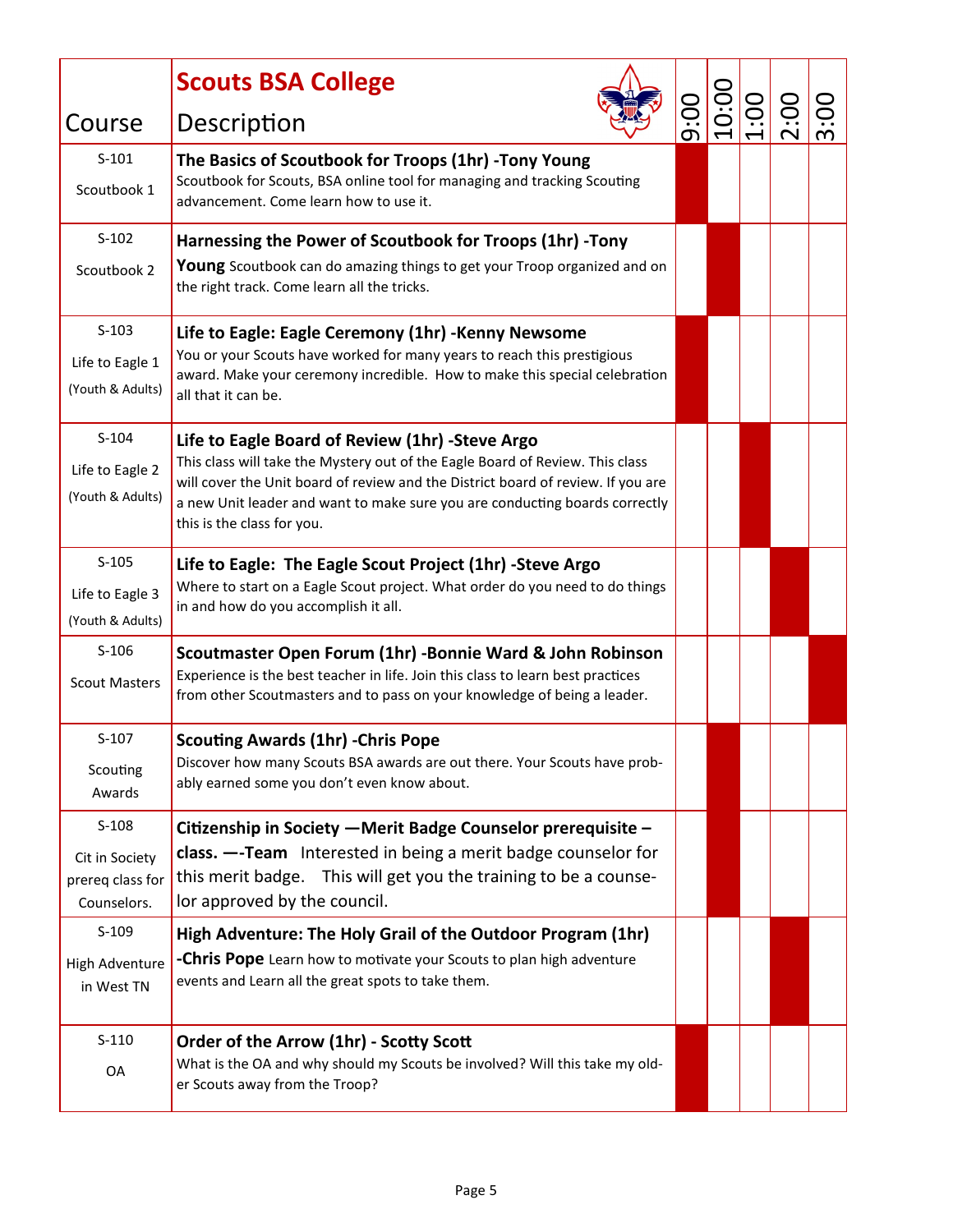| Course | Scouts BSA College<br>Description | 9:00 | 10:00 | 1:00 | 2:00 | 3:00 |
|---|---|---|---|---|---|---|
| S-101<br>Scoutbook 1 | **The Basics of Scoutbook for Troops (1hr) -Tony Young**<br>Scoutbook for Scouts, BSA online tool for managing and tracking Scouting advancement. Come learn how to use it. | X | | | | |
| S-102<br>Scoutbook 2 | **Harnessing the Power of Scoutbook for Troops (1hr) -Tony Young** Scoutbook can do amazing things to get your Troop organized and on the right track. Come learn all the tricks. | | X | | | |
| S-103<br>Life to Eagle 1<br>(Youth & Adults) | **Life to Eagle: Eagle Ceremony (1hr) -Kenny Newsome**<br>You or your Scouts have worked for many years to reach this prestigious award. Make your ceremony incredible. How to make this special celebration all that it can be. | X | | | | |
| S-104<br>Life to Eagle 2<br>(Youth & Adults) | **Life to Eagle Board of Review (1hr) -Steve Argo**<br>This class will take the Mystery out of the Eagle Board of Review. This class will cover the Unit board of review and the District board of review. If you are a new Unit leader and want to make sure you are conducting boards correctly this is the class for you. | | | X | | |
| S-105<br>Life to Eagle 3<br>(Youth & Adults) | **Life to Eagle: The Eagle Scout Project (1hr) -Steve Argo**<br>Where to start on a Eagle Scout project. What order do you need to do things in and how do you accomplish it all. | | | | X | |
| S-106<br>Scout Masters | **Scoutmaster Open Forum (1hr) -Bonnie Ward & John Robinson**<br>Experience is the best teacher in life. Join this class to learn best practices from other Scoutmasters and to pass on your knowledge of being a leader. | | | | | X |
| S-107<br>Scouting Awards | **Scouting Awards (1hr) -Chris Pope**<br>Discover how many Scouts BSA awards are out there. Your Scouts have probably earned some you don't even know about. | | X | | | |
| S-108<br>Cit in Society prereq class for Counselors. | **Citizenship in Society —Merit Badge Counselor prerequisite – class. —-Team** Interested in being a merit badge counselor for this merit badge. This will get you the training to be a counselor approved by the council. | | X | | | |
| S-109<br>High Adventure in West TN | **High Adventure: The Holy Grail of the Outdoor Program (1hr) -Chris Pope** Learn how to motivate your Scouts to plan high adventure events and Learn all the great spots to take them. | | | | X | |
| S-110<br>OA | **Order of the Arrow (1hr) - Scotty Scott**<br>What is the OA and why should my Scouts be involved? Will this take my older Scouts away from the Troop? | X | | | | |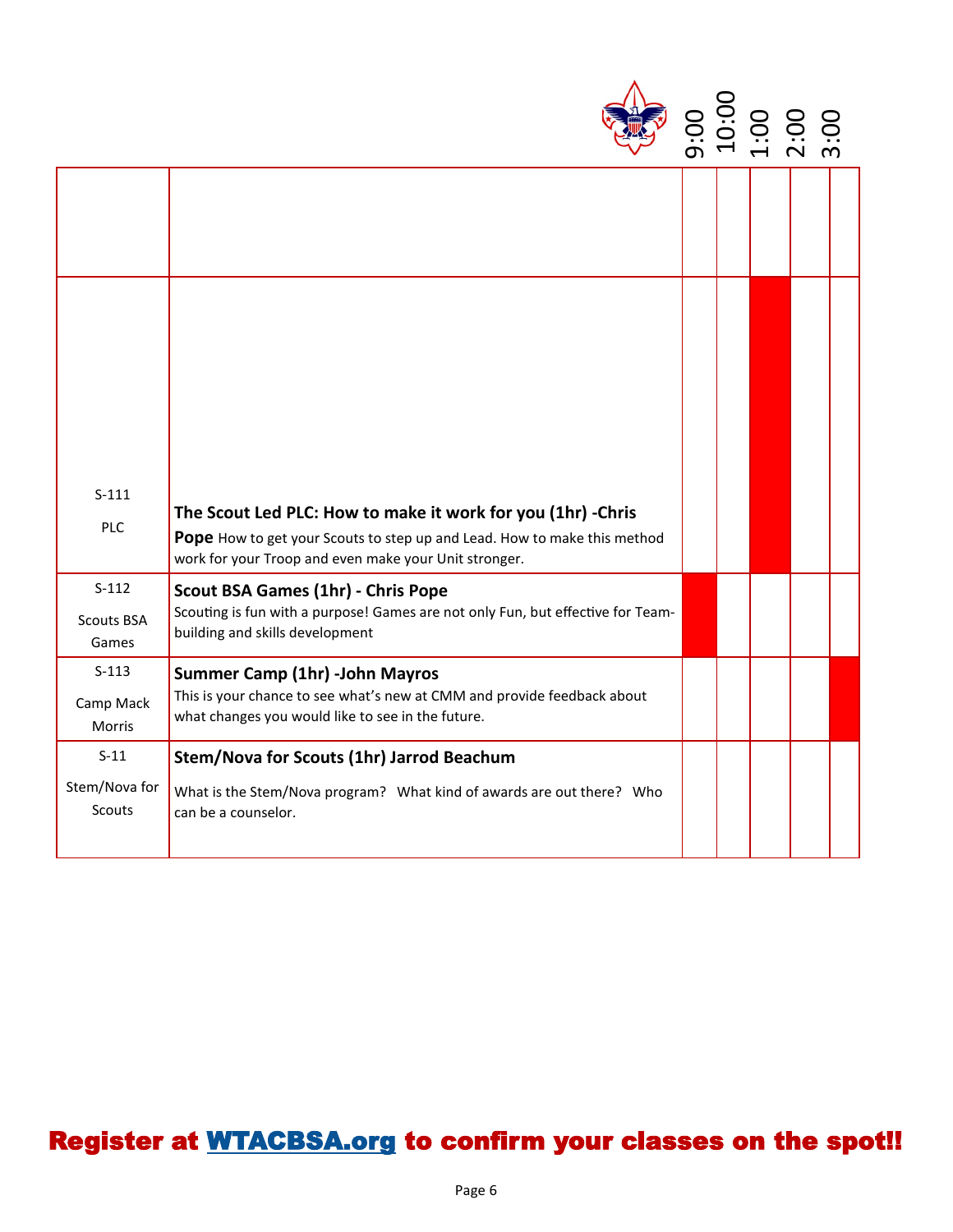| | | 9:00 | 10:00 | 1:00 | 2:00 | 3:00 |
|---|---|---|---|---|---|---|
| | | | | | | |
| S-111<br>PLC | **The Scout Led PLC: How to make it work for you (1hr) -Chris Pope** How to get your Scouts to step up and Lead. How to make this method work for your Troop and even make your Unit stronger. | | | ■ | | |
| S-112<br>Scouts BSA Games | **Scout BSA Games (1hr) - Chris Pope**<br>Scouting is fun with a purpose! Games are not only Fun, but effective for Team-building and skills development | ■ | | | | |
| S-113<br>Camp Mack Morris | **Summer Camp (1hr) -John Mayros**<br>This is your chance to see what's new at CMM and provide feedback about what changes you would like to see in the future. | | | | | ■ |
| S-11<br>Stem/Nova for Scouts | **Stem/Nova for Scouts (1hr) Jarrod Beachum**<br>What is the Stem/Nova program? What kind of awards are out there? Who can be a counselor. | | | | | |

**Register at WTACBSA.org to confirm your classes on the spot!!**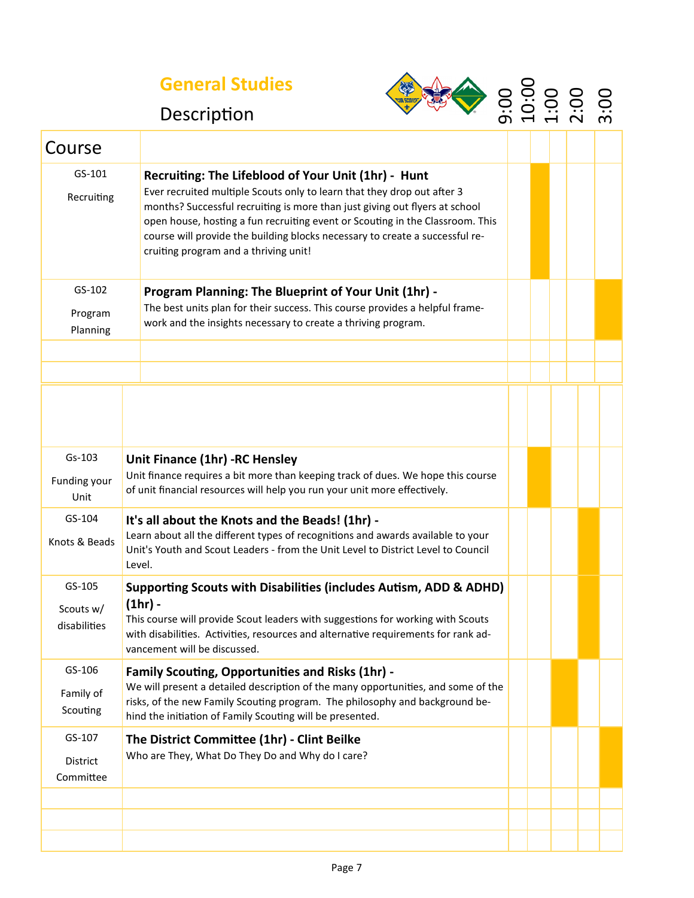## General Studies

### Description

| Course | Description | 9:00 | 10:00 | 1:00 | 2:00 | 3:00 |
|---|---|---|---|---|---|---|
| GS-101 Recruiting | **Recruiting: The Lifeblood of Your Unit (1hr) - Hunt**<br>Ever recruited multiple Scouts only to learn that they drop out after 3 months? Successful recruiting is more than just giving out flyers at school open house, hosting a fun recruiting event or Scouting in the Classroom. This course will provide the building blocks necessary to create a successful recruiting program and a thriving unit! | | X | | | |
| GS-102 Program Planning | **Program Planning: The Blueprint of Your Unit (1hr) -**<br>The best units plan for their success. This course provides a helpful framework and the insights necessary to create a thriving program. | | | | | X |
| Gs-103 Funding your Unit | **Unit Finance (1hr) -RC Hensley**<br>Unit finance requires a bit more than keeping track of dues. We hope this course of unit financial resources will help you run your unit more effectively. | | X | | | |
| GS-104 Knots & Beads | **It's all about the Knots and the Beads! (1hr) -**<br>Learn about all the different types of recognitions and awards available to your Unit's Youth and Scout Leaders - from the Unit Level to District Level to Council Level. | | | | X | |
| GS-105 Scouts w/ disabilities | **Supporting Scouts with Disabilities (includes Autism, ADD & ADHD) (1hr) -**<br>This course will provide Scout leaders with suggestions for working with Scouts with disabilities. Activities, resources and alternative requirements for rank advancement will be discussed. | | | | X | |
| GS-106 Family of Scouting | **Family Scouting, Opportunities and Risks (1hr) -**<br>We will present a detailed description of the many opportunities, and some of the risks, of the new Family Scouting program. The philosophy and background behind the initiation of Family Scouting will be presented. | | | X | | |
| GS-107 District Committee | **The District Committee (1hr) - Clint Beilke**<br>Who are They, What Do They Do and Why do I care? | | | | | X |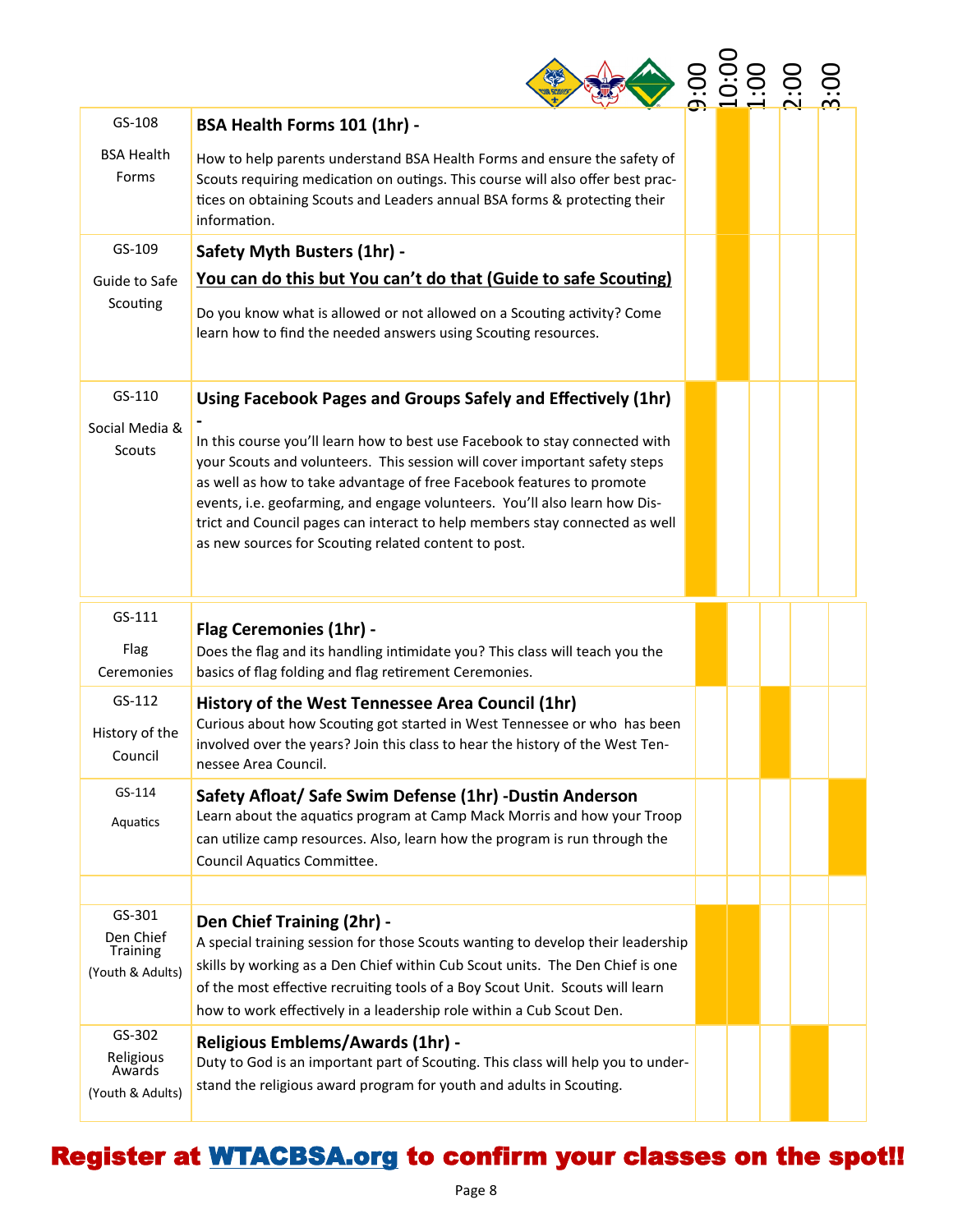| Course | Description | 9:00 | 10:00 | 11:00 | 2:00 | 3:00 |
|---|---|---|---|---|---|---|
| GS-108<br>BSA Health Forms | **BSA Health Forms 101 (1hr) -**<br>How to help parents understand BSA Health Forms and ensure the safety of Scouts requiring medication on outings. This course will also offer best practices on obtaining Scouts and Leaders annual BSA forms & protecting their information. | | X | | | |
| GS-109<br>Guide to Safe Scouting | **Safety Myth Busters (1hr) -**<br>**You can do this but You can't do that (Guide to safe Scouting)**<br>Do you know what is allowed or not allowed on a Scouting activity? Come learn how to find the needed answers using Scouting resources. | | X | | | |
| GS-110<br>Social Media & Scouts | **Using Facebook Pages and Groups Safely and Effectively (1hr) -**<br>In this course you'll learn how to best use Facebook to stay connected with your Scouts and volunteers. This session will cover important safety steps as well as how to take advantage of free Facebook features to promote events, i.e. geofarming, and engage volunteers. You'll also learn how District and Council pages can interact to help members stay connected as well as new sources for Scouting related content to post. | X | | | | |
| GS-111<br>Flag Ceremonies | **Flag Ceremonies (1hr) -**<br>Does the flag and its handling intimidate you? This class will teach you the basics of flag folding and flag retirement Ceremonies. | X | | | | |
| GS-112<br>History of the Council | **History of the West Tennessee Area Council (1hr)**<br>Curious about how Scouting got started in West Tennessee or who has been involved over the years? Join this class to hear the history of the West Tennessee Area Council. | | | X | | |
| GS-114<br>Aquatics | **Safety Afloat/ Safe Swim Defense (1hr) -Dustin Anderson**<br>Learn about the aquatics program at Camp Mack Morris and how your Troop can utilize camp resources. Also, learn how the program is run through the Council Aquatics Committee. | | | | | X |
| GS-301<br>Den Chief Training<br>(Youth & Adults) | **Den Chief Training (2hr) -**<br>A special training session for those Scouts wanting to develop their leadership skills by working as a Den Chief within Cub Scout units. The Den Chief is one of the most effective recruiting tools of a Boy Scout Unit. Scouts will learn how to work effectively in a leadership role within a Cub Scout Den. | X | X | | | |
| GS-302<br>Religious Awards<br>(Youth & Adults) | **Religious Emblems/Awards (1hr) -**<br>Duty to God is an important part of Scouting. This class will help you to understand the religious award program for youth and adults in Scouting. | | | | X | |

**Register at WTACBSA.org to confirm your classes on the spot!!**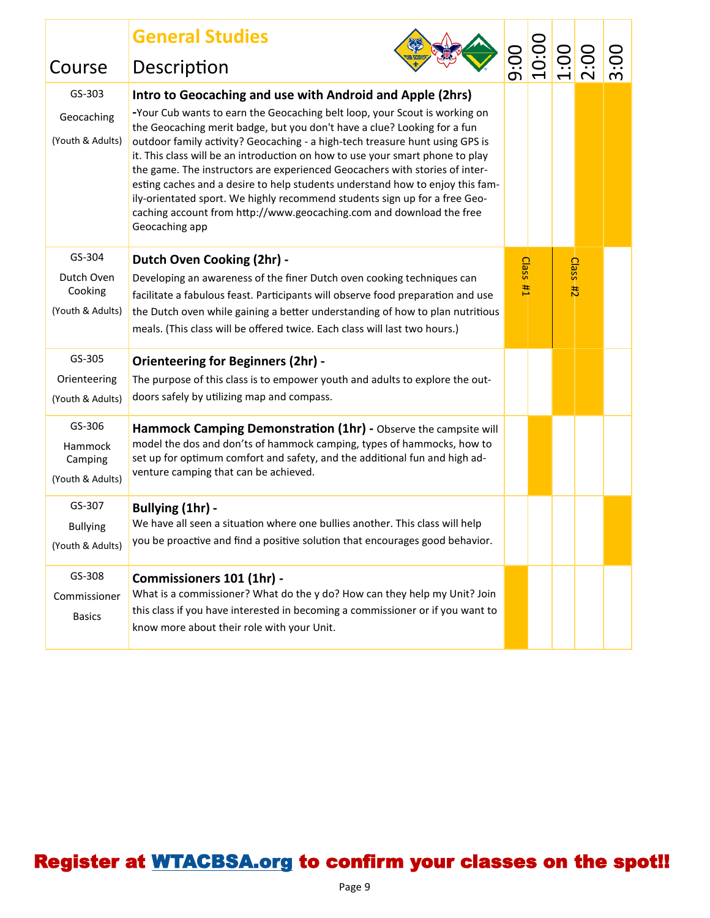| Course | General Studies<br>Description | 9:00 | 10:00 | 1:00 | 2:00 | 3:00 |
|---|---|---|---|---|---|---|
| GS-303<br>Geocaching<br>(Youth & Adults) | **Intro to Geocaching and use with Android and Apple (2hrs)**<br>-Your Cub wants to earn the Geocaching belt loop, your Scout is working on the Geocaching merit badge, but you don't have a clue? Looking for a fun outdoor family activity? Geocaching - a high-tech treasure hunt using GPS is it. This class will be an introduction on how to use your smart phone to play the game. The instructors are experienced Geocachers with stories of interesting caches and a desire to help students understand how to enjoy this family-orientated sport. We highly recommend students sign up for a free Geocaching account from http://www.geocaching.com and download the free Geocaching app | | | | X | X |
| GS-304<br>Dutch Oven Cooking<br>(Youth & Adults) | **Dutch Oven Cooking (2hr) -**<br>Developing an awareness of the finer Dutch oven cooking techniques can facilitate a fabulous feast. Participants will observe food preparation and use the Dutch oven while gaining a better understanding of how to plan nutritious meals. (This class will be offered twice. Each class will last two hours.) | Class #1 | Class #1 | Class #2 | Class #2 | |
| GS-305<br>Orienteering<br>(Youth & Adults) | **Orienteering for Beginners (2hr) -**<br>The purpose of this class is to empower youth and adults to explore the outdoors safely by utilizing map and compass. | | | X | X | |
| GS-306<br>Hammock Camping<br>(Youth & Adults) | **Hammock Camping Demonstration (1hr) -** Observe the campsite will model the dos and don'ts of hammock camping, types of hammocks, how to set up for optimum comfort and safety, and the additional fun and high adventure camping that can be achieved. | | X | | | |
| GS-307<br>Bullying<br>(Youth & Adults) | **Bullying (1hr) -**<br>We have all seen a situation where one bullies another. This class will help you be proactive and find a positive solution that encourages good behavior. | | | | | X |
| GS-308<br>Commissioner Basics | **Commissioners 101 (1hr) -**<br>What is a commissioner? What do the y do? How can they help my Unit? Join this class if you have interested in becoming a commissioner or if you want to know more about their role with your Unit. | X | | | | |

**Register at WTACBSA.org to confirm your classes on the spot!!**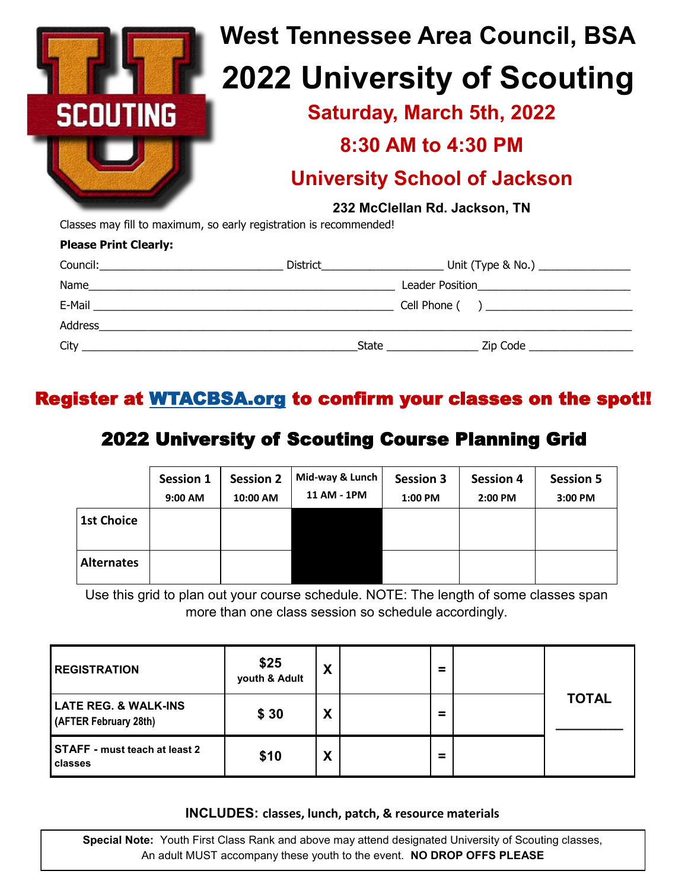# West Tennessee Area Council, BSA

# 2022 University of Scouting

## Saturday, March 5th, 2022

## 8:30 AM to 4:30 PM

## University School of Jackson

**232 McClellan Rd. Jackson, TN**

Classes may fill to maximum, so early registration is recommended!

**Please Print Clearly:**

Council:______________________________ District____________________ Unit (Type & No.) _______________

Name__________________________________________________ Leader Position_________________________

E-Mail _________________________________________________ Cell Phone (     ) ________________________

Address_________________________________________________________________________________________

City _____________________________________________State _______________ Zip Code _________________

## Register at WTACBSA.org to confirm your classes on the spot!!

## 2022 University of Scouting Course Planning Grid

| | Session 1<br>9:00 AM | Session 2<br>10:00 AM | Mid-way & Lunch<br>11 AM - 1PM | Session 3<br>1:00 PM | Session 4<br>2:00 PM | Session 5<br>3:00 PM |
|---|---|---|---|---|---|---|
| 1st Choice | | | | | | |
| Alternates | | | | | | |

Use this grid to plan out your course schedule. NOTE: The length of some classes span more than one class session so schedule accordingly.

| | | | | | | |
|---|---|---|---|---|---|---|
| **REGISTRATION** | **$25** youth & Adult | **X** | | **=** | | **TOTAL**<br>_________ |
| **LATE REG. & WALK-INS (AFTER February 28th)** | **$ 30** | **X** | | **=** | | |
| **STAFF - must teach at least 2 classes** | **$10** | **X** | | **=** | | |

**INCLUDES: classes, lunch, patch, & resource materials**

**Special Note:** Youth First Class Rank and above may attend designated University of Scouting classes, An adult MUST accompany these youth to the event. **NO DROP OFFS PLEASE**